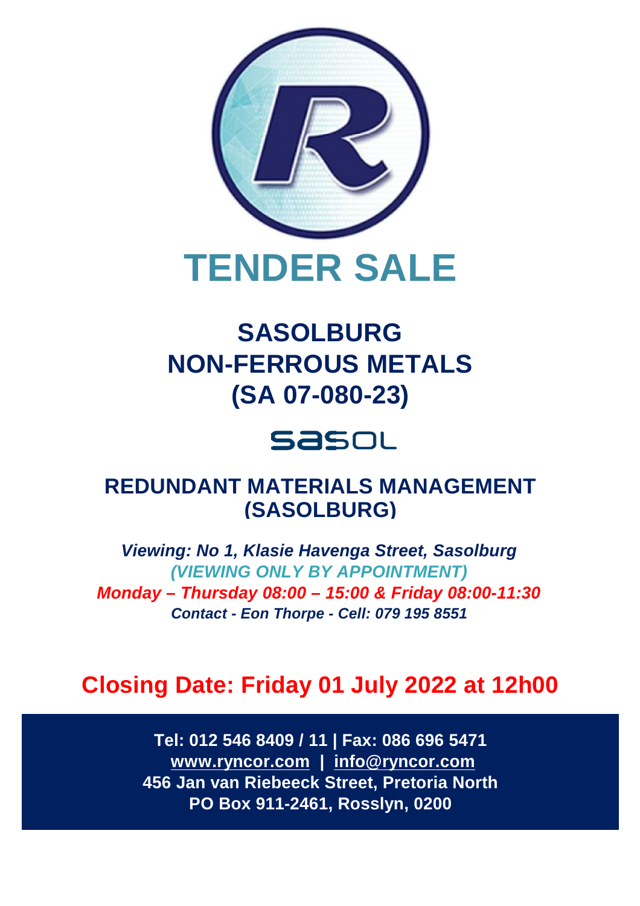# TENDER SALE

## SASOLBURG
## NON-FERROUS METALS
## (SA 07-080-23)

sasol

## REDUNDANT MATERIALS MANAGEMENT
## (SASOLBURG)

***Viewing: No 1, Klasie Havenga Street, Sasolburg***
***(VIEWING ONLY BY APPOINTMENT)***
***Monday – Thursday 08:00 – 15:00 & Friday 08:00-11:30***
***Contact - Eon Thorpe - Cell: 079 195 8551***

## Closing Date: Friday 01 July 2022 at 12h00

**Tel: 012 546 8409 / 11 | Fax: 086 696 5471**
**www.ryncor.com | info@ryncor.com**
**456 Jan van Riebeeck Street, Pretoria North**
**PO Box 911-2461, Rosslyn, 0200**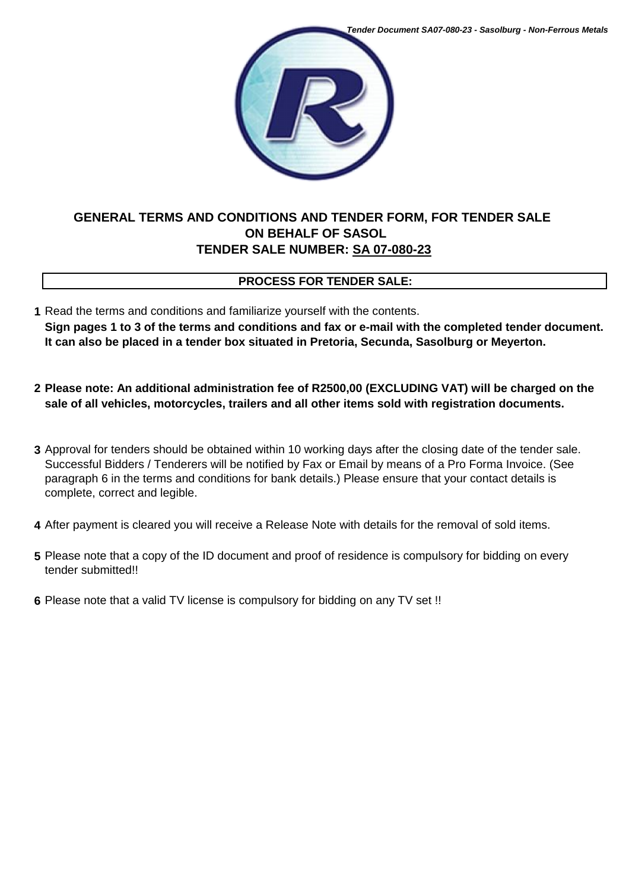## GENERAL TERMS AND CONDITIONS AND TENDER FORM, FOR TENDER SALE ON BEHALF OF SASOL TENDER SALE NUMBER: SA 07-080-23

**PROCESS FOR TENDER SALE:**

1. Read the terms and conditions and familiarize yourself with the contents.
   **Sign pages 1 to 3 of the terms and conditions and fax or e-mail with the completed tender document. It can also be placed in a tender box situated in Pretoria, Secunda, Sasolburg or Meyerton.**

2. **Please note: An additional administration fee of R2500,00 (EXCLUDING VAT) will be charged on the sale of all vehicles, motorcycles, trailers and all other items sold with registration documents.**

3. Approval for tenders should be obtained within 10 working days after the closing date of the tender sale. Successful Bidders / Tenderers will be notified by Fax or Email by means of a Pro Forma Invoice. (See paragraph 6 in the terms and conditions for bank details.) Please ensure that your contact details is complete, correct and legible.

4. After payment is cleared you will receive a Release Note with details for the removal of sold items.

5. Please note that a copy of the ID document and proof of residence is compulsory for bidding on every tender submitted!!

6. Please note that a valid TV license is compulsory for bidding on any TV set !!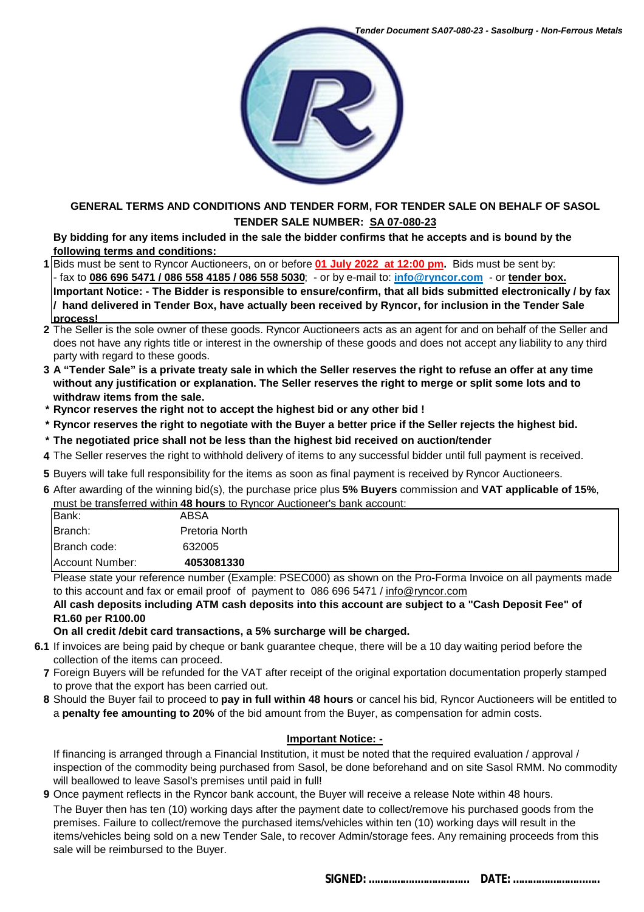**GENERAL TERMS AND CONDITIONS AND TENDER FORM, FOR TENDER SALE ON BEHALF OF SASOL**
**TENDER SALE NUMBER: SA 07-080-23**

**By bidding for any items included in the sale the bidder confirms that he accepts and is bound by the following terms and conditions:**

1. Bids must be sent to Ryncor Auctioneers, on or before **01 July 2022 at 12:00 pm.** Bids must be sent by:
   - fax to **086 696 5471 / 086 558 4185 / 086 558 5030**; - or by e-mail to: **info@ryncor.com** - or **tender box.**

   **Important Notice: - The Bidder is responsible to ensure/confirm, that all bids submitted electronically / by fax / hand delivered in Tender Box, have actually been received by Ryncor, for inclusion in the Tender Sale process!**
2. The Seller is the sole owner of these goods. Ryncor Auctioneers acts as an agent for and on behalf of the Seller and does not have any rights title or interest in the ownership of these goods and does not accept any liability to any third party with regard to these goods.
3. **A "Tender Sale" is a private treaty sale in which the Seller reserves the right to refuse an offer at any time without any justification or explanation. The Seller reserves the right to merge or split some lots and to withdraw items from the sale.**

   \* **Ryncor reserves the right not to accept the highest bid or any other bid !**

   \* **Ryncor reserves the right to negotiate with the Buyer a better price if the Seller rejects the highest bid.**

   \* **The negotiated price shall not be less than the highest bid received on auction/tender**
4. The Seller reserves the right to withhold delivery of items to any successful bidder until full payment is received.
5. Buyers will take full responsibility for the items as soon as final payment is received by Ryncor Auctioneers.
6. After awarding of the winning bid(s), the purchase price plus **5% Buyers** commission and **VAT applicable of 15%**, must be transferred within **48 hours** to Ryncor Auctioneer's bank account:

| | |
|---|---|
| Bank: | ABSA |
| Branch: | Pretoria North |
| Branch code: | 632005 |
| Account Number: | **4053081330** |

Please state your reference number (Example: PSEC000) as shown on the Pro-Forma Invoice on all payments made to this account and fax or email proof of payment to 086 696 5471 / info@ryncor.com

**All cash deposits including ATM cash deposits into this account are subject to a "Cash Deposit Fee" of R1.60 per R100.00**

**On all credit /debit card transactions, a 5% surcharge will be charged.**

6.1 If invoices are being paid by cheque or bank guarantee cheque, there will be a 10 day waiting period before the collection of the items can proceed.

7. Foreign Buyers will be refunded for the VAT after receipt of the original exportation documentation properly stamped to prove that the export has been carried out.
8. Should the Buyer fail to proceed to **pay in full within 48 hours** or cancel his bid, Ryncor Auctioneers will be entitled to a **penalty fee amounting to 20%** of the bid amount from the Buyer, as compensation for admin costs.

**Important Notice: -**

If financing is arranged through a Financial Institution, it must be noted that the required evaluation / approval / inspection of the commodity being purchased from Sasol, be done beforehand and on site Sasol RMM. No commodity will beallowed to leave Sasol's premises until paid in full!

9. Once payment reflects in the Ryncor bank account, the Buyer will receive a release Note within 48 hours.

   The Buyer then has ten (10) working days after the payment date to collect/remove his purchased goods from the premises. Failure to collect/remove the purchased items/vehicles within ten (10) working days will result in the items/vehicles being sold on a new Tender Sale, to recover Admin/storage fees. Any remaining proceeds from this sale will be reimbursed to the Buyer.

**SIGNED: ................................ DATE: ............................**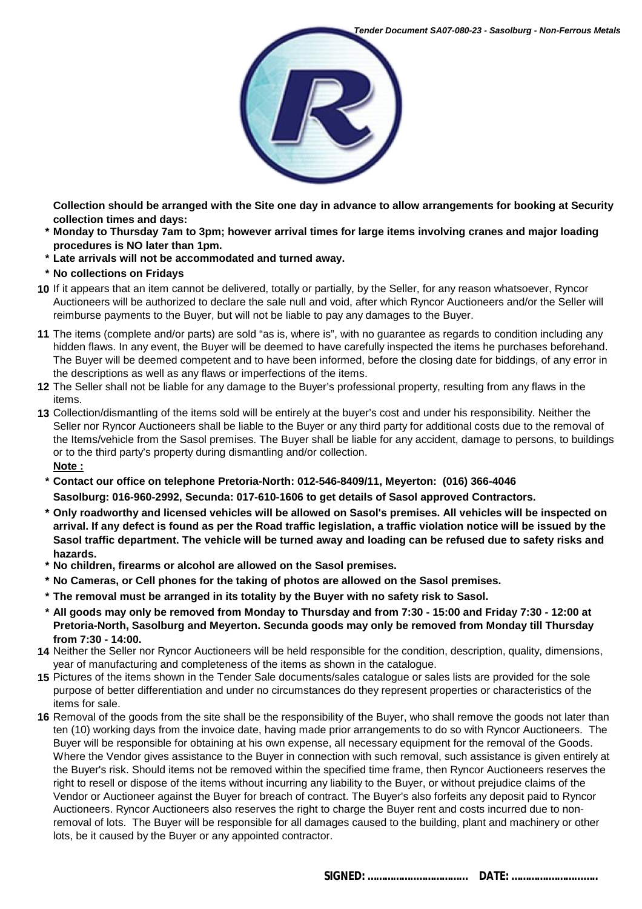**Collection should be arranged with the Site one day in advance to allow arrangements for booking at Security collection times and days:**

- **Monday to Thursday 7am to 3pm; however arrival times for large items involving cranes and major loading procedures is NO later than 1pm.**
- **Late arrivals will not be accommodated and turned away.**
- **No collections on Fridays**

**10** If it appears that an item cannot be delivered, totally or partially, by the Seller, for any reason whatsoever, Ryncor Auctioneers will be authorized to declare the sale null and void, after which Ryncor Auctioneers and/or the Seller will reimburse payments to the Buyer, but will not be liable to pay any damages to the Buyer.

**11** The items (complete and/or parts) are sold "as is, where is", with no guarantee as regards to condition including any hidden flaws. In any event, the Buyer will be deemed to have carefully inspected the items he purchases beforehand. The Buyer will be deemed competent and to have been informed, before the closing date for biddings, of any error in the descriptions as well as any flaws or imperfections of the items.

**12** The Seller shall not be liable for any damage to the Buyer's professional property, resulting from any flaws in the items.

**13** Collection/dismantling of the items sold will be entirely at the buyer's cost and under his responsibility. Neither the Seller nor Ryncor Auctioneers shall be liable to the Buyer or any third party for additional costs due to the removal of the Items/vehicle from the Sasol premises. The Buyer shall be liable for any accident, damage to persons, to buildings or to the third party's property during dismantling and/or collection.

**Note :**

- **Contact our office on telephone Pretoria-North: 012-546-8409/11, Meyerton: (016) 366-4046 Sasolburg: 016-960-2992, Secunda: 017-610-1606 to get details of Sasol approved Contractors.**
- **Only roadworthy and licensed vehicles will be allowed on Sasol's premises. All vehicles will be inspected on arrival. If any defect is found as per the Road traffic legislation, a traffic violation notice will be issued by the Sasol traffic department. The vehicle will be turned away and loading can be refused due to safety risks and hazards.**
- **No children, firearms or alcohol are allowed on the Sasol premises.**
- **No Cameras, or Cell phones for the taking of photos are allowed on the Sasol premises.**
- **The removal must be arranged in its totality by the Buyer with no safety risk to Sasol.**
- **All goods may only be removed from Monday to Thursday and from 7:30 - 15:00 and Friday 7:30 - 12:00 at Pretoria-North, Sasolburg and Meyerton. Secunda goods may only be removed from Monday till Thursday from 7:30 - 14:00.**

**14** Neither the Seller nor Ryncor Auctioneers will be held responsible for the condition, description, quality, dimensions, year of manufacturing and completeness of the items as shown in the catalogue.

**15** Pictures of the items shown in the Tender Sale documents/sales catalogue or sales lists are provided for the sole purpose of better differentiation and under no circumstances do they represent properties or characteristics of the items for sale.

**16** Removal of the goods from the site shall be the responsibility of the Buyer, who shall remove the goods not later than ten (10) working days from the invoice date, having made prior arrangements to do so with Ryncor Auctioneers. The Buyer will be responsible for obtaining at his own expense, all necessary equipment for the removal of the Goods. Where the Vendor gives assistance to the Buyer in connection with such removal, such assistance is given entirely at the Buyer's risk. Should items not be removed within the specified time frame, then Ryncor Auctioneers reserves the right to resell or dispose of the items without incurring any liability to the Buyer, or without prejudice claims of the Vendor or Auctioneer against the Buyer for breach of contract. The Buyer's also forfeits any deposit paid to Ryncor Auctioneers. Ryncor Auctioneers also reserves the right to charge the Buyer rent and costs incurred due to non-removal of lots. The Buyer will be responsible for all damages caused to the building, plant and machinery or other lots, be it caused by the Buyer or any appointed contractor.

**SIGNED: ..................................  DATE: ..............................**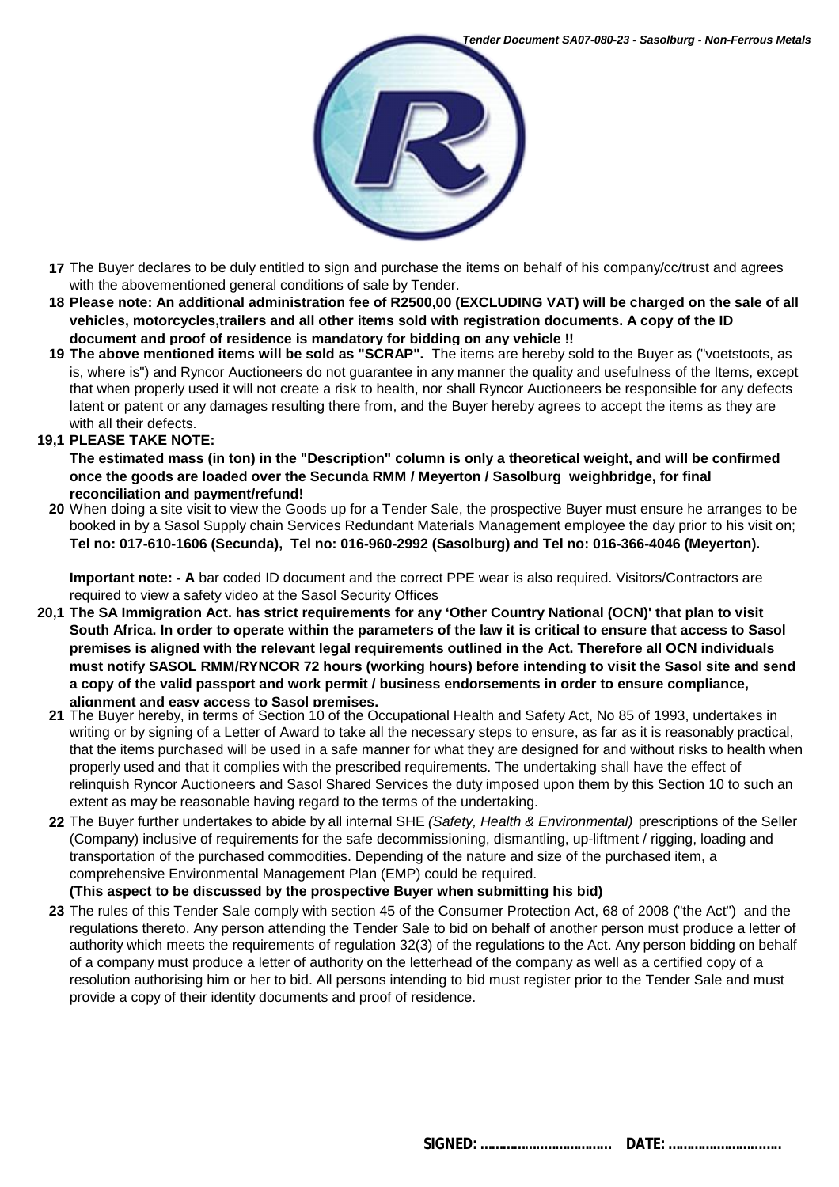17 The Buyer declares to be duly entitled to sign and purchase the items on behalf of his company/cc/trust and agrees with the abovementioned general conditions of sale by Tender.

**18 Please note: An additional administration fee of R2500,00 (EXCLUDING VAT) will be charged on the sale of all vehicles, motorcycles,trailers and all other items sold with registration documents. A copy of the ID document and proof of residence is mandatory for bidding on any vehicle !!**

**19 The above mentioned items will be sold as "SCRAP".** The items are hereby sold to the Buyer as ("voetstoots, as is, where is") and Ryncor Auctioneers do not guarantee in any manner the quality and usefulness of the Items, except that when properly used it will not create a risk to health, nor shall Ryncor Auctioneers be responsible for any defects latent or patent or any damages resulting there from, and the Buyer hereby agrees to accept the items as they are with all their defects.

**19,1 PLEASE TAKE NOTE:**

**The estimated mass (in ton) in the "Description" column is only a theoretical weight, and will be confirmed once the goods are loaded over the Secunda RMM / Meyerton / Sasolburg weighbridge, for final reconciliation and payment/refund!**

20 When doing a site visit to view the Goods up for a Tender Sale, the prospective Buyer must ensure he arranges to be booked in by a Sasol Supply chain Services Redundant Materials Management employee the day prior to his visit on; **Tel no: 017-610-1606 (Secunda), Tel no: 016-960-2992 (Sasolburg) and Tel no: 016-366-4046 (Meyerton).**

**Important note: - A** bar coded ID document and the correct PPE wear is also required. Visitors/Contractors are required to view a safety video at the Sasol Security Offices

**20,1 The SA Immigration Act. has strict requirements for any 'Other Country National (OCN)' that plan to visit South Africa. In order to operate within the parameters of the law it is critical to ensure that access to Sasol premises is aligned with the relevant legal requirements outlined in the Act. Therefore all OCN individuals must notify SASOL RMM/RYNCOR 72 hours (working hours) before intending to visit the Sasol site and send a copy of the valid passport and work permit / business endorsements in order to ensure compliance, alignment and easy access to Sasol premises.**

21 The Buyer hereby, in terms of Section 10 of the Occupational Health and Safety Act, No 85 of 1993, undertakes in writing or by signing of a Letter of Award to take all the necessary steps to ensure, as far as it is reasonably practical, that the items purchased will be used in a safe manner for what they are designed for and without risks to health when properly used and that it complies with the prescribed requirements. The undertaking shall have the effect of relinquish Ryncor Auctioneers and Sasol Shared Services the duty imposed upon them by this Section 10 to such an extent as may be reasonable having regard to the terms of the undertaking.

22 The Buyer further undertakes to abide by all internal SHE *(Safety, Health & Environmental)* prescriptions of the Seller (Company) inclusive of requirements for the safe decommissioning, dismantling, up-liftment / rigging, loading and transportation of the purchased commodities. Depending of the nature and size of the purchased item, a comprehensive Environmental Management Plan (EMP) could be required.
**(This aspect to be discussed by the prospective Buyer when submitting his bid)**

23 The rules of this Tender Sale comply with section 45 of the Consumer Protection Act, 68 of 2008 ("the Act") and the regulations thereto. Any person attending the Tender Sale to bid on behalf of another person must produce a letter of authority which meets the requirements of regulation 32(3) of the regulations to the Act. Any person bidding on behalf of a company must produce a letter of authority on the letterhead of the company as well as a certified copy of a resolution authorising him or her to bid. All persons intending to bid must register prior to the Tender Sale and must provide a copy of their identity documents and proof of residence.

**SIGNED: ................................ DATE: ...........................**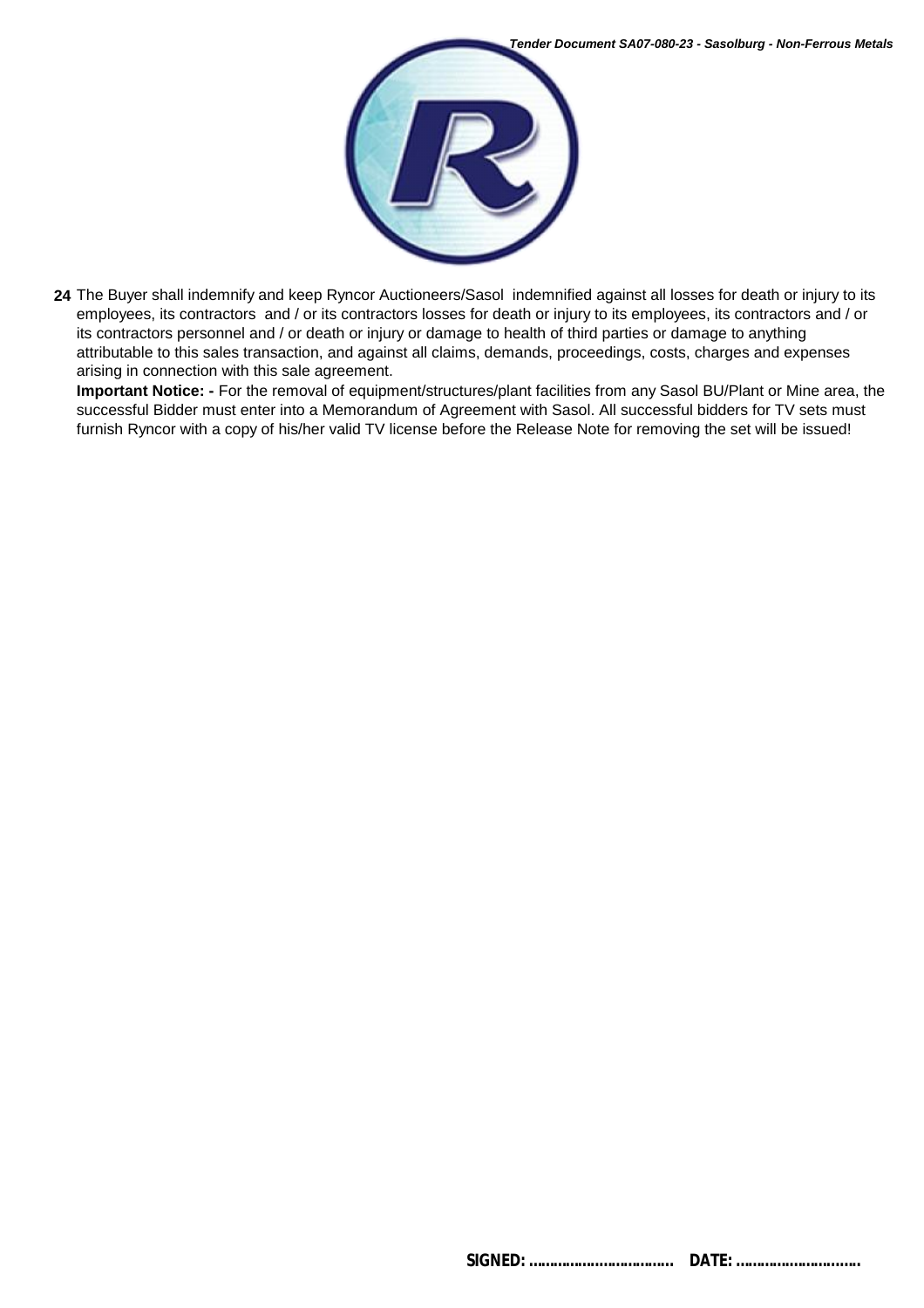24 The Buyer shall indemnify and keep Ryncor Auctioneers/Sasol indemnified against all losses for death or injury to its employees, its contractors and / or its contractors losses for death or injury to its employees, its contractors and / or its contractors personnel and / or death or injury or damage to health of third parties or damage to anything attributable to this sales transaction, and against all claims, demands, proceedings, costs, charges and expenses arising in connection with this sale agreement.

**Important Notice: -** For the removal of equipment/structures/plant facilities from any Sasol BU/Plant or Mine area, the successful Bidder must enter into a Memorandum of Agreement with Sasol. All successful bidders for TV sets must furnish Ryncor with a copy of his/her valid TV license before the Release Note for removing the set will be issued!

**SIGNED: ................................. DATE: .............................**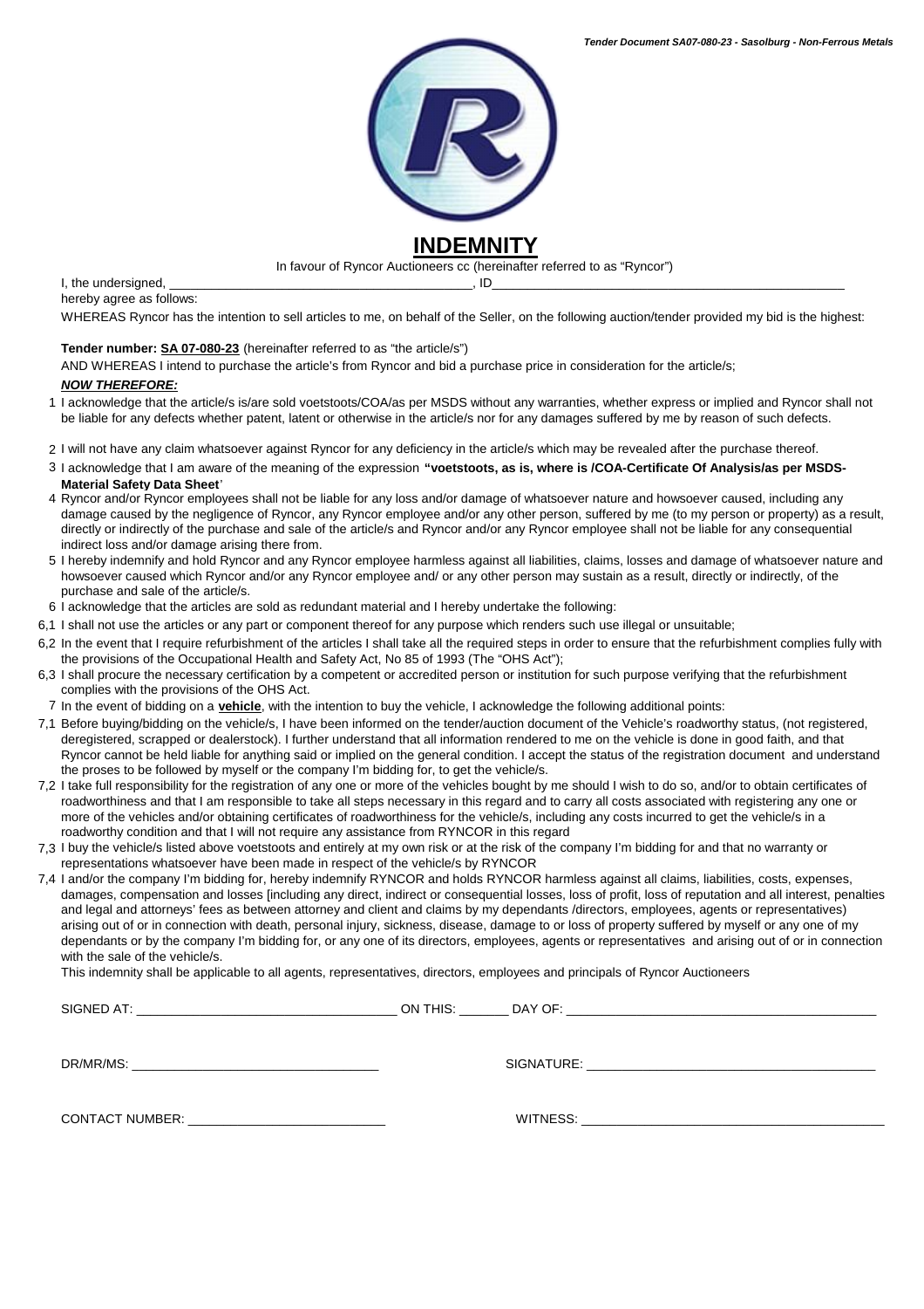# INDEMNITY

In favour of Ryncor Auctioneers cc (hereinafter referred to as "Ryncor")

I, the undersigned, ___________________________________________, ID_________________________________________________

hereby agree as follows:

WHEREAS Ryncor has the intention to sell articles to me, on behalf of the Seller, on the following auction/tender provided my bid is the highest:

**Tender number: SA 07-080-23** (hereinafter referred to as "the article/s")

AND WHEREAS I intend to purchase the article's from Ryncor and bid a purchase price in consideration for the article/s;

***NOW THEREFORE:***

1 I acknowledge that the article/s is/are sold voetstoots/COA/as per MSDS without any warranties, whether express or implied and Ryncor shall not be liable for any defects whether patent, latent or otherwise in the article/s nor for any damages suffered by me by reason of such defects.

2 I will not have any claim whatsoever against Ryncor for any deficiency in the article/s which may be revealed after the purchase thereof.

3 I acknowledge that I am aware of the meaning of the expression **"voetstoots, as is, where is /COA-Certificate Of Analysis/as per MSDS-Material Safety Data Sheet**'

4 Ryncor and/or Ryncor employees shall not be liable for any loss and/or damage of whatsoever nature and howsoever caused, including any damage caused by the negligence of Ryncor, any Ryncor employee and/or any other person, suffered by me (to my person or property) as a result, directly or indirectly of the purchase and sale of the article/s and Ryncor and/or any Ryncor employee shall not be liable for any consequential indirect loss and/or damage arising there from.

5 I hereby indemnify and hold Ryncor and any Ryncor employee harmless against all liabilities, claims, losses and damage of whatsoever nature and howsoever caused which Ryncor and/or any Ryncor employee and/ or any other person may sustain as a result, directly or indirectly, of the purchase and sale of the article/s.

6 I acknowledge that the articles are sold as redundant material and I hereby undertake the following:

6,1 I shall not use the articles or any part or component thereof for any purpose which renders such use illegal or unsuitable;

6,2 In the event that I require refurbishment of the articles I shall take all the required steps in order to ensure that the refurbishment complies fully with the provisions of the Occupational Health and Safety Act, No 85 of 1993 (The "OHS Act");

6,3 I shall procure the necessary certification by a competent or accredited person or institution for such purpose verifying that the refurbishment complies with the provisions of the OHS Act.

7 In the event of bidding on a **vehicle**, with the intention to buy the vehicle, I acknowledge the following additional points:

7,1 Before buying/bidding on the vehicle/s, I have been informed on the tender/auction document of the Vehicle's roadworthy status, (not registered, deregistered, scrapped or dealerstock). I further understand that all information rendered to me on the vehicle is done in good faith, and that Ryncor cannot be held liable for anything said or implied on the general condition. I accept the status of the registration document and understand the proses to be followed by myself or the company I'm bidding for, to get the vehicle/s.

7,2 I take full responsibility for the registration of any one or more of the vehicles bought by me should I wish to do so, and/or to obtain certificates of roadworthiness and that I am responsible to take all steps necessary in this regard and to carry all costs associated with registering any one or more of the vehicles and/or obtaining certificates of roadworthiness for the vehicle/s, including any costs incurred to get the vehicle/s in a roadworthy condition and that I will not require any assistance from RYNCOR in this regard

7,3 I buy the vehicle/s listed above voetstoots and entirely at my own risk or at the risk of the company I'm bidding for and that no warranty or representations whatsoever have been made in respect of the vehicle/s by RYNCOR

7,4 I and/or the company I'm bidding for, hereby indemnify RYNCOR and holds RYNCOR harmless against all claims, liabilities, costs, expenses, damages, compensation and losses [including any direct, indirect or consequential losses, loss of profit, loss of reputation and all interest, penalties and legal and attorneys' fees as between attorney and client and claims by my dependants /directors, employees, agents or representatives) arising out of or in connection with death, personal injury, sickness, disease, damage to or loss of property suffered by myself or any one of my dependants or by the company I'm bidding for, or any one of its directors, employees, agents or representatives and arising out of or in connection with the sale of the vehicle/s.

This indemnity shall be applicable to all agents, representatives, directors, employees and principals of Ryncor Auctioneers

SIGNED AT: ____________________________________ ON THIS: _______ DAY OF: ____________________________________________

DR/MR/MS: ___________________________________ SIGNATURE: _________________________________________

CONTACT NUMBER: ____________________________ WITNESS: ___________________________________________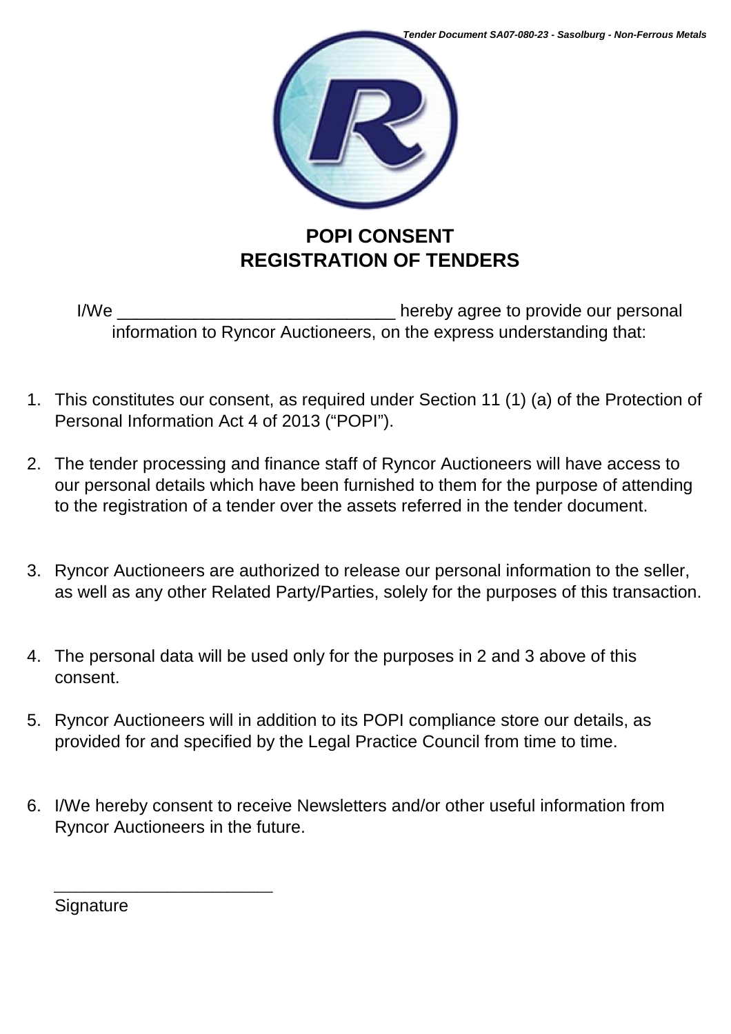# POPI CONSENT
# REGISTRATION OF TENDERS

I/We ______________________________ hereby agree to provide our personal information to Ryncor Auctioneers, on the express understanding that:

1. This constitutes our consent, as required under Section 11 (1) (a) of the Protection of Personal Information Act 4 of 2013 ("POPI").

2. The tender processing and finance staff of Ryncor Auctioneers will have access to our personal details which have been furnished to them for the purpose of attending to the registration of a tender over the assets referred in the tender document.

3. Ryncor Auctioneers are authorized to release our personal information to the seller, as well as any other Related Party/Parties, solely for the purposes of this transaction.

4. The personal data will be used only for the purposes in 2 and 3 above of this consent.

5. Ryncor Auctioneers will in addition to its POPI compliance store our details, as provided for and specified by the Legal Practice Council from time to time.

6. I/We hereby consent to receive Newsletters and/or other useful information from Ryncor Auctioneers in the future.

________________________
Signature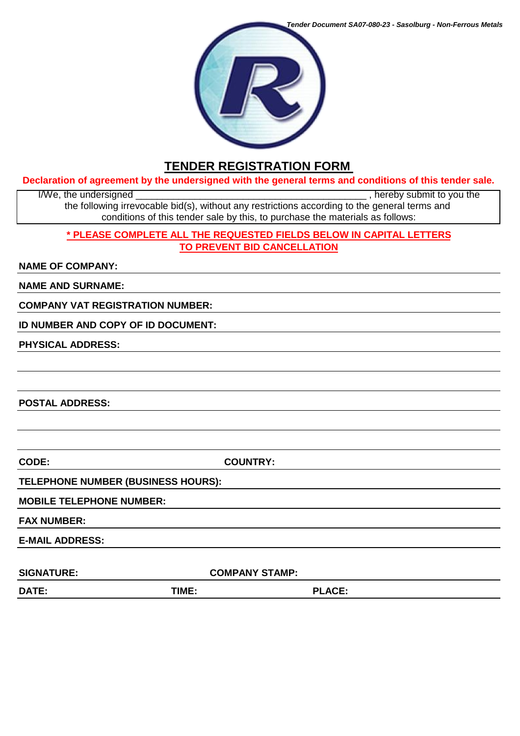# TENDER REGISTRATION FORM

**Declaration of agreement by the undersigned with the general terms and conditions of this tender sale.**

I/We, the undersigned ____________________________________________ , hereby submit to you the the following irrevocable bid(s), without any restrictions according to the general terms and conditions of this tender sale by this, to purchase the materials as follows:

**\* PLEASE COMPLETE ALL THE REQUESTED FIELDS BELOW IN CAPITAL LETTERS TO PREVENT BID CANCELLATION**

**NAME OF COMPANY:**

**NAME AND SURNAME:**

**COMPANY VAT REGISTRATION NUMBER:**

**ID NUMBER AND COPY OF ID DOCUMENT:**

**PHYSICAL ADDRESS:**

**POSTAL ADDRESS:**

**CODE:** **COUNTRY:**

**TELEPHONE NUMBER (BUSINESS HOURS):**

**MOBILE TELEPHONE NUMBER:**

**FAX NUMBER:**

**E-MAIL ADDRESS:**

**SIGNATURE:** **COMPANY STAMP:**

**DATE:** **TIME:** **PLACE:**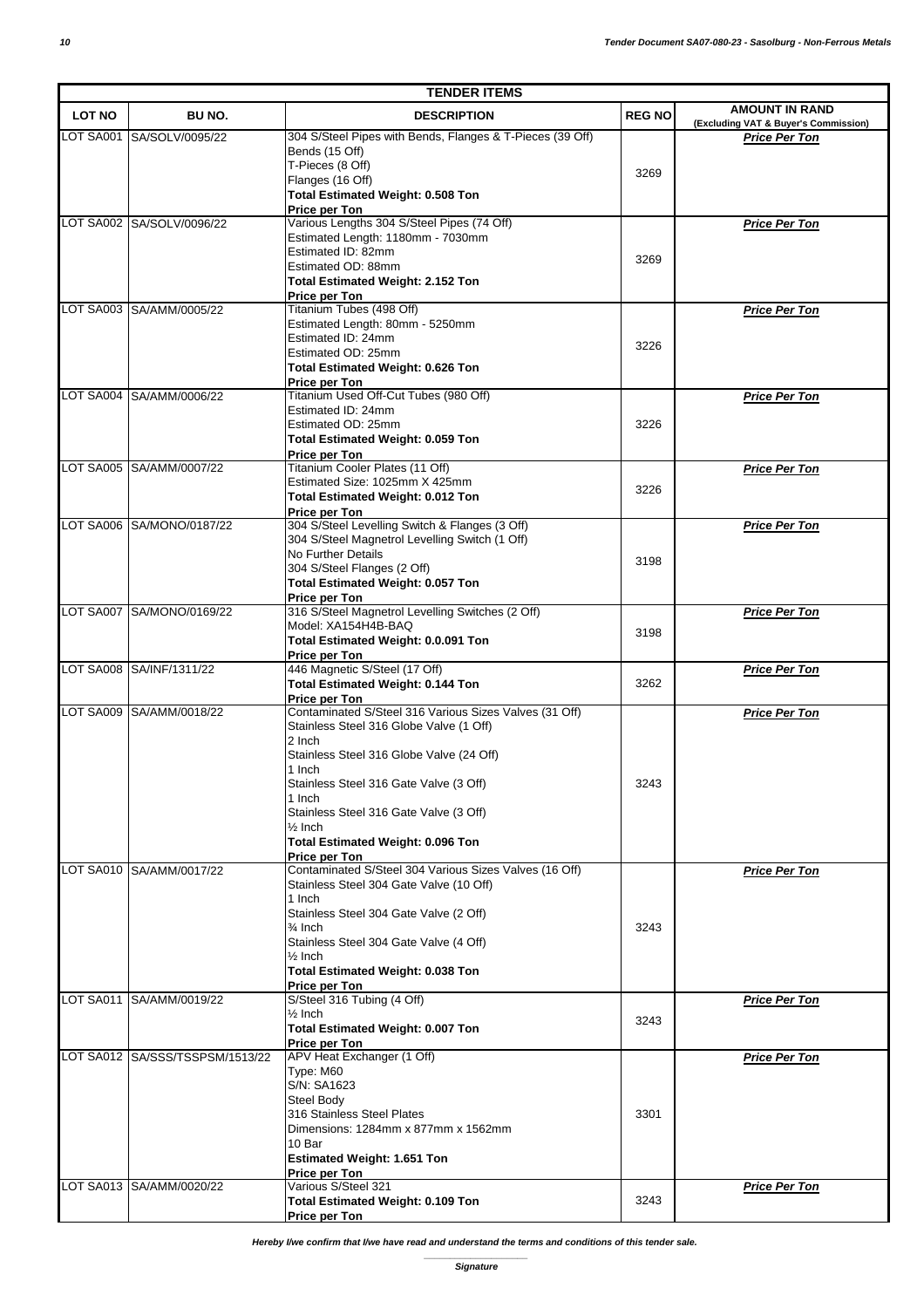| TENDER ITEMS | | | | |
|---|---|---|---|---|
| **LOT NO** | **BU NO.** | **DESCRIPTION** | **REG NO** | **AMOUNT IN RAND (Excluding VAT & Buyer's Commission)** |
| LOT SA001 | SA/SOLV/0095/22 | 304 S/Steel Pipes with Bends, Flanges & T-Pieces (39 Off)<br>Bends (15 Off)<br>T-Pieces (8 Off)<br>Flanges (16 Off)<br>**Total Estimated Weight: 0.508 Ton**<br>**Price per Ton** | 3269 | ***Price Per Ton*** |
| LOT SA002 | SA/SOLV/0096/22 | Various Lengths 304 S/Steel Pipes (74 Off)<br>Estimated Length: 1180mm - 7030mm<br>Estimated ID: 82mm<br>Estimated OD: 88mm<br>**Total Estimated Weight: 2.152 Ton**<br>**Price per Ton** | 3269 | ***Price Per Ton*** |
| LOT SA003 | SA/AMM/0005/22 | Titanium Tubes (498 Off)<br>Estimated Length: 80mm - 5250mm<br>Estimated ID: 24mm<br>Estimated OD: 25mm<br>**Total Estimated Weight: 0.626 Ton**<br>**Price per Ton** | 3226 | ***Price Per Ton*** |
| LOT SA004 | SA/AMM/0006/22 | Titanium Used Off-Cut Tubes (980 Off)<br>Estimated ID: 24mm<br>Estimated OD: 25mm<br>**Total Estimated Weight: 0.059 Ton**<br>**Price per Ton** | 3226 | ***Price Per Ton*** |
| LOT SA005 | SA/AMM/0007/22 | Titanium Cooler Plates (11 Off)<br>Estimated Size: 1025mm X 425mm<br>**Total Estimated Weight: 0.012 Ton**<br>**Price per Ton** | 3226 | ***Price Per Ton*** |
| LOT SA006 | SA/MONO/0187/22 | 304 S/Steel Levelling Switch & Flanges (3 Off)<br>304 S/Steel Magnetrol Levelling Switch (1 Off)<br>No Further Details<br>304 S/Steel Flanges (2 Off)<br>**Total Estimated Weight: 0.057 Ton**<br>**Price per Ton** | 3198 | ***Price Per Ton*** |
| LOT SA007 | SA/MONO/0169/22 | 316 S/Steel Magnetrol Levelling Switches (2 Off)<br>Model: XA154H4B-BAQ<br>**Total Estimated Weight: 0.0.091 Ton**<br>**Price per Ton** | 3198 | ***Price Per Ton*** |
| LOT SA008 | SA/INF/1311/22 | 446 Magnetic S/Steel (17 Off)<br>**Total Estimated Weight: 0.144 Ton**<br>**Price per Ton** | 3262 | ***Price Per Ton*** |
| LOT SA009 | SA/AMM/0018/22 | Contaminated S/Steel 316 Various Sizes Valves (31 Off)<br>Stainless Steel 316 Globe Valve (1 Off)<br>2 Inch<br>Stainless Steel 316 Globe Valve (24 Off)<br>1 Inch<br>Stainless Steel 316 Gate Valve (3 Off)<br>1 Inch<br>Stainless Steel 316 Gate Valve (3 Off)<br>½ Inch<br>**Total Estimated Weight: 0.096 Ton**<br>**Price per Ton** | 3243 | ***Price Per Ton*** |
| LOT SA010 | SA/AMM/0017/22 | Contaminated S/Steel 304 Various Sizes Valves (16 Off)<br>Stainless Steel 304 Gate Valve (10 Off)<br>1 Inch<br>Stainless Steel 304 Gate Valve (2 Off)<br>¾ Inch<br>Stainless Steel 304 Gate Valve (4 Off)<br>½ Inch<br>**Total Estimated Weight: 0.038 Ton**<br>**Price per Ton** | 3243 | ***Price Per Ton*** |
| LOT SA011 | SA/AMM/0019/22 | S/Steel 316 Tubing (4 Off)<br>½ Inch<br>**Total Estimated Weight: 0.007 Ton**<br>**Price per Ton** | 3243 | ***Price Per Ton*** |
| LOT SA012 | SA/SSS/TSSPSM/1513/22 | APV Heat Exchanger (1 Off)<br>Type: M60<br>S/N: SA1623<br>Steel Body<br>316 Stainless Steel Plates<br>Dimensions: 1284mm x 877mm x 1562mm<br>10 Bar<br>**Estimated Weight: 1.651 Ton**<br>**Price per Ton** | 3301 | ***Price Per Ton*** |
| LOT SA013 | SA/AMM/0020/22 | Various S/Steel 321<br>**Total Estimated Weight: 0.109 Ton**<br>**Price per Ton** | 3243 | ***Price Per Ton*** |

***Hereby I/we confirm that I/we have read and understand the terms and conditions of this tender sale.***

______________________

***Signature***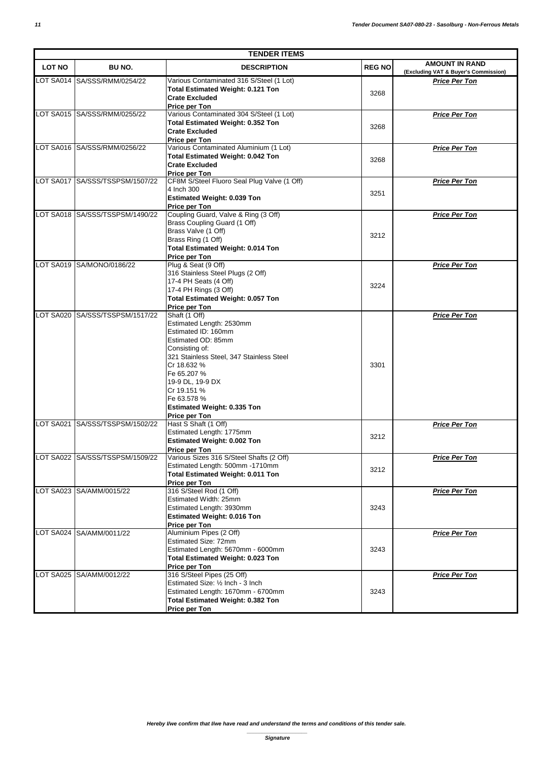| TENDER ITEMS | | | | |
|---|---|---|---|---|
| **LOT NO** | **BU NO.** | **DESCRIPTION** | **REG NO** | **AMOUNT IN RAND (Excluding VAT & Buyer's Commission)** |
| LOT SA014 | SA/SSS/RMM/0254/22 | Various Contaminated 316 S/Steel (1 Lot)<br>**Total Estimated Weight: 0.121 Ton**<br>**Crate Excluded**<br>**Price per Ton** | 3268 | ***Price Per Ton*** |
| LOT SA015 | SA/SSS/RMM/0255/22 | Various Contaminated 304 S/Steel (1 Lot)<br>**Total Estimated Weight: 0.352 Ton**<br>**Crate Excluded**<br>**Price per Ton** | 3268 | ***Price Per Ton*** |
| LOT SA016 | SA/SSS/RMM/0256/22 | Various Contaminated Aluminium (1 Lot)<br>**Total Estimated Weight: 0.042 Ton**<br>**Crate Excluded**<br>**Price per Ton** | 3268 | ***Price Per Ton*** |
| LOT SA017 | SA/SSS/TSSPSM/1507/22 | CF8M S/Steel Fluoro Seal Plug Valve (1 Off)<br>4 Inch 300<br>**Estimated Weight: 0.039 Ton**<br>**Price per Ton** | 3251 | ***Price Per Ton*** |
| LOT SA018 | SA/SSS/TSSPSM/1490/22 | Coupling Guard, Valve & Ring (3 Off)<br>Brass Coupling Guard (1 Off)<br>Brass Valve (1 Off)<br>Brass Ring (1 Off)<br>**Total Estimated Weight: 0.014 Ton**<br>**Price per Ton** | 3212 | ***Price Per Ton*** |
| LOT SA019 | SA/MONO/0186/22 | Plug & Seat (9 Off)<br>316 Stainless Steel Plugs (2 Off)<br>17-4 PH Seats (4 Off)<br>17-4 PH Rings (3 Off)<br>**Total Estimated Weight: 0.057 Ton**<br>**Price per Ton** | 3224 | ***Price Per Ton*** |
| LOT SA020 | SA/SSS/TSSPSM/1517/22 | Shaft (1 Off)<br>Estimated Length: 2530mm<br>Estimated ID: 160mm<br>Estimated OD: 85mm<br>Consisting of:<br>321 Stainless Steel, 347 Stainless Steel<br>Cr 18.632 %<br>Fe 65.207 %<br>19-9 DL, 19-9 DX<br>Cr 19.151 %<br>Fe 63.578 %<br>**Estimated Weight: 0.335 Ton**<br>**Price per Ton** | 3301 | ***Price Per Ton*** |
| LOT SA021 | SA/SSS/TSSPSM/1502/22 | Hast S Shaft (1 Off)<br>Estimated Length: 1775mm<br>**Estimated Weight: 0.002 Ton**<br>**Price per Ton** | 3212 | ***Price Per Ton*** |
| LOT SA022 | SA/SSS/TSSPSM/1509/22 | Various Sizes 316 S/Steel Shafts (2 Off)<br>Estimated Length: 500mm -1710mm<br>**Total Estimated Weight: 0.011 Ton**<br>**Price per Ton** | 3212 | ***Price Per Ton*** |
| LOT SA023 | SA/AMM/0015/22 | 316 S/Steel Rod (1 Off)<br>Estimated Width: 25mm<br>Estimated Length: 3930mm<br>**Estimated Weight: 0.016 Ton**<br>**Price per Ton** | 3243 | ***Price Per Ton*** |
| LOT SA024 | SA/AMM/0011/22 | Aluminium Pipes (2 Off)<br>Estimated Size: 72mm<br>Estimated Length: 5670mm - 6000mm<br>**Total Estimated Weight: 0.023 Ton**<br>**Price per Ton** | 3243 | ***Price Per Ton*** |
| LOT SA025 | SA/AMM/0012/22 | 316 S/Steel Pipes (25 Off)<br>Estimated Size: ½ Inch - 3 Inch<br>Estimated Length: 1670mm - 6700mm<br>**Total Estimated Weight: 0.382 Ton**<br>**Price per Ton** | 3243 | ***Price Per Ton*** |

***Hereby I/we confirm that I/we have read and understand the terms and conditions of this tender sale.***

______________________

***Signature***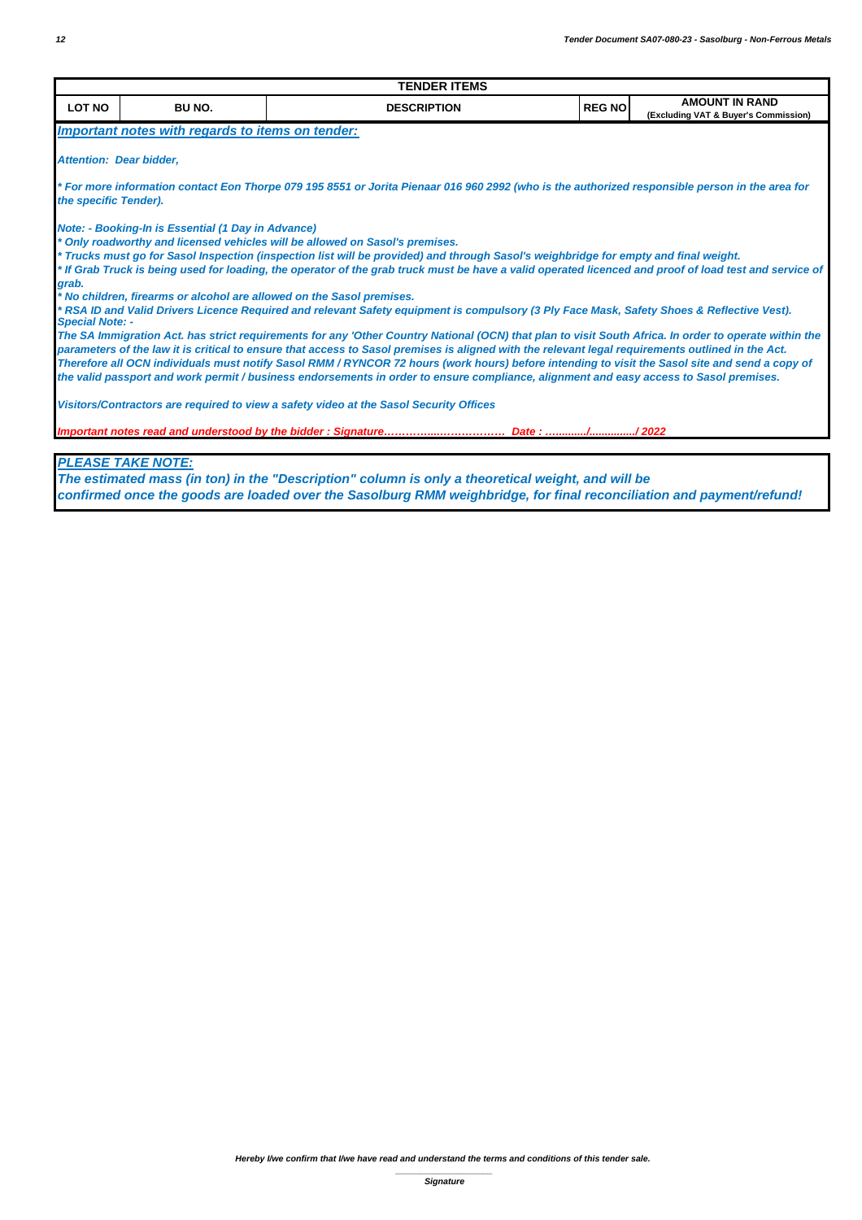| TENDER ITEMS | | | | |
|---|---|---|---|---|
| LOT NO | BU NO. | DESCRIPTION | REG NO | AMOUNT IN RAND (Excluding VAT & Buyer's Commission) |

***Important notes with regards to items on tender:***

*Attention: Dear bidder,*

*\* For more information contact Eon Thorpe 079 195 8551 or Jorita Pienaar 016 960 2992 (who is the authorized responsible person in the area for the specific Tender).*

*Note: - Booking-In is Essential (1 Day in Advance)*
*\* Only roadworthy and licensed vehicles will be allowed on Sasol's premises.*
*\* Trucks must go for Sasol Inspection (inspection list will be provided) and through Sasol's weighbridge for empty and final weight.*
*\* If Grab Truck is being used for loading, the operator of the grab truck must be have a valid operated licenced and proof of load test and service of grab.*
*\* No children, firearms or alcohol are allowed on the Sasol premises.*
*\* RSA ID and Valid Drivers Licence Required and relevant Safety equipment is compulsory (3 Ply Face Mask, Safety Shoes & Reflective Vest).*
*Special Note: -*
*The SA Immigration Act. has strict requirements for any 'Other Country National (OCN) that plan to visit South Africa. In order to operate within the parameters of the law it is critical to ensure that access to Sasol premises is aligned with the relevant legal requirements outlined in the Act. Therefore all OCN individuals must notify Sasol RMM / RYNCOR 72 hours (work hours) before intending to visit the Sasol site and send a copy of the valid passport and work permit / business endorsements in order to ensure compliance, alignment and easy access to Sasol premises.*

*Visitors/Contractors are required to view a safety video at the Sasol Security Offices*

*Important notes read and understood by the bidder : Signature……………..…………… Date : …………/…………../ 2022*

***PLEASE TAKE NOTE:***
***The estimated mass (in ton) in the "Description" column is only a theoretical weight, and will be confirmed once the goods are loaded over the Sasolburg RMM weighbridge, for final reconciliation and payment/refund!***

*Hereby I/we confirm that I/we have read and understand the terms and conditions of this tender sale.*

*Signature*